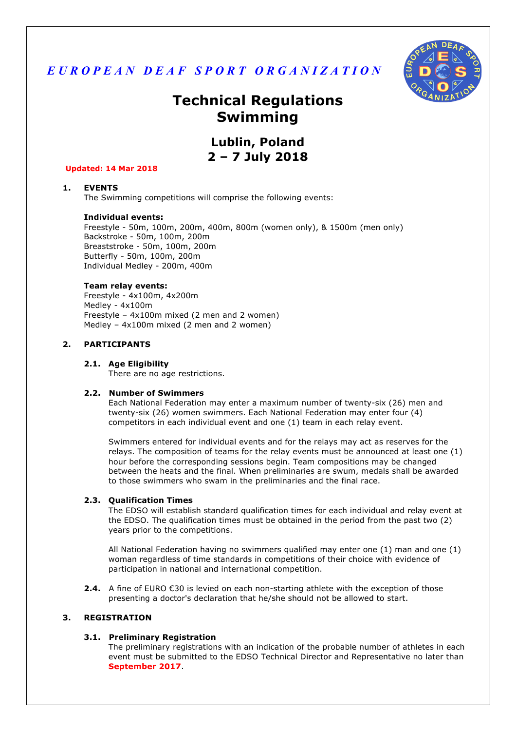*EUROPEAN DEAF SPORT ORGANIZATION*

# Technical Regulations Swimming

## Lublin, Poland
## 2 – 7 July 2018

**Updated: 14 Mar 2018**

### 1. EVENTS

The Swimming competitions will comprise the following events:

**Individual events:**
Freestyle - 50m, 100m, 200m, 400m, 800m (women only), & 1500m (men only)
Backstroke - 50m, 100m, 200m
Breaststroke - 50m, 100m, 200m
Butterfly - 50m, 100m, 200m
Individual Medley - 200m, 400m

**Team relay events:**
Freestyle - 4x100m, 4x200m
Medley - 4x100m
Freestyle – 4x100m mixed (2 men and 2 women)
Medley – 4x100m mixed (2 men and 2 women)

### 2. PARTICIPANTS

#### 2.1. Age Eligibility

There are no age restrictions.

#### 2.2. Number of Swimmers

Each National Federation may enter a maximum number of twenty-six (26) men and twenty-six (26) women swimmers. Each National Federation may enter four (4) competitors in each individual event and one (1) team in each relay event.

Swimmers entered for individual events and for the relays may act as reserves for the relays. The composition of teams for the relay events must be announced at least one (1) hour before the corresponding sessions begin. Team compositions may be changed between the heats and the final. When preliminaries are swum, medals shall be awarded to those swimmers who swam in the preliminaries and the final race.

#### 2.3. Qualification Times

The EDSO will establish standard qualification times for each individual and relay event at the EDSO. The qualification times must be obtained in the period from the past two (2) years prior to the competitions.

All National Federation having no swimmers qualified may enter one (1) man and one (1) woman regardless of time standards in competitions of their choice with evidence of participation in national and international competition.

**2.4.** A fine of EURO €30 is levied on each non-starting athlete with the exception of those presenting a doctor's declaration that he/she should not be allowed to start.

### 3. REGISTRATION

#### 3.1. Preliminary Registration

The preliminary registrations with an indication of the probable number of athletes in each event must be submitted to the EDSO Technical Director and Representative no later than **September 2017**.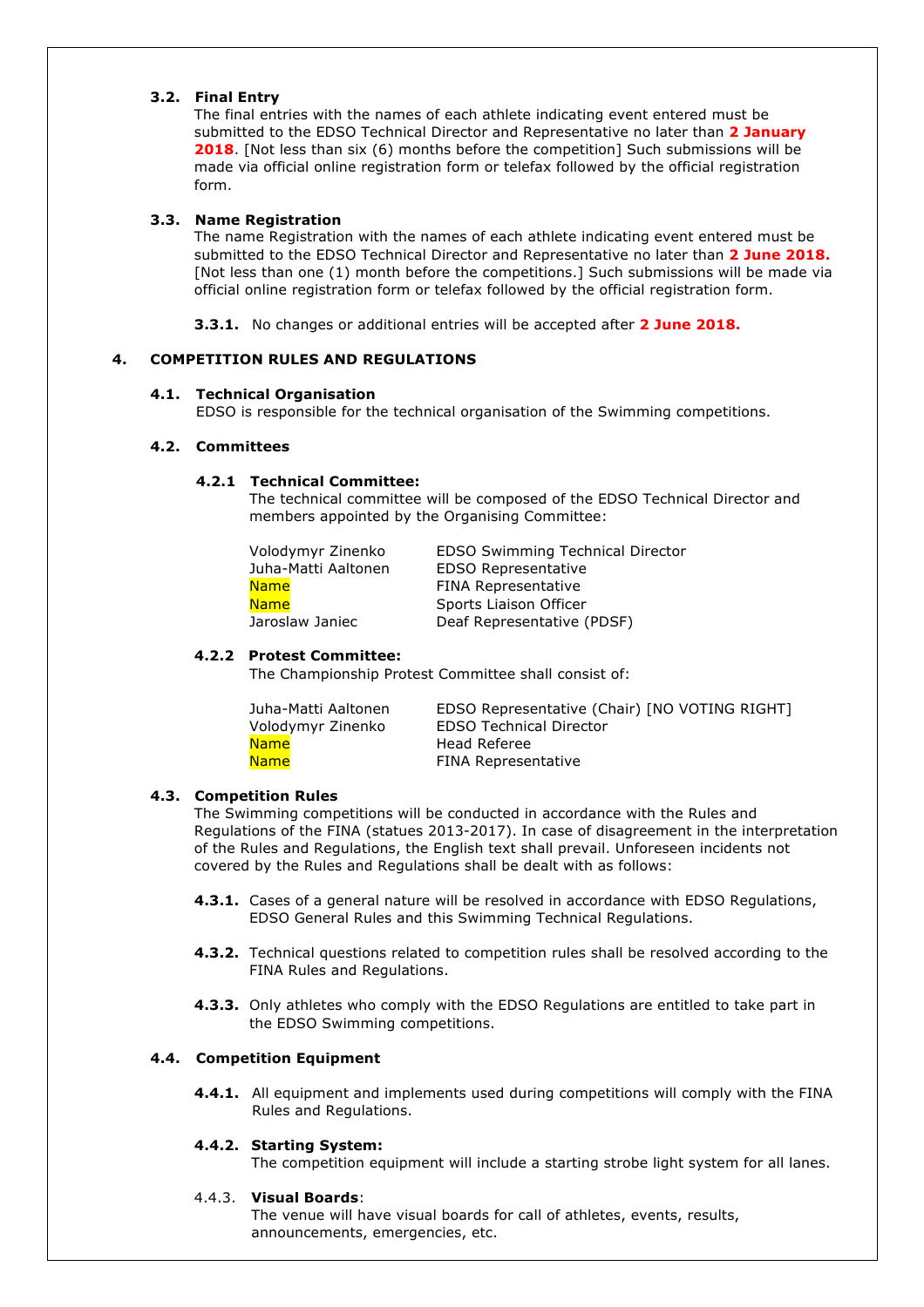### 3.2. Final Entry

The final entries with the names of each athlete indicating event entered must be submitted to the EDSO Technical Director and Representative no later than **2 January 2018**. [Not less than six (6) months before the competition] Such submissions will be made via official online registration form or telefax followed by the official registration form.

### 3.3. Name Registration

The name Registration with the names of each athlete indicating event entered must be submitted to the EDSO Technical Director and Representative no later than **2 June 2018.** [Not less than one (1) month before the competitions.] Such submissions will be made via official online registration form or telefax followed by the official registration form.

**3.3.1.** No changes or additional entries will be accepted after **2 June 2018.**

## 4. COMPETITION RULES AND REGULATIONS

### 4.1. Technical Organisation

EDSO is responsible for the technical organisation of the Swimming competitions.

### 4.2. Committees

#### 4.2.1 Technical Committee:

The technical committee will be composed of the EDSO Technical Director and members appointed by the Organising Committee:

| | |
|---|---|
| Volodymyr Zinenko | EDSO Swimming Technical Director |
| Juha-Matti Aaltonen | EDSO Representative |
| Name | FINA Representative |
| Name | Sports Liaison Officer |
| Jaroslaw Janiec | Deaf Representative (PDSF) |

#### 4.2.2 Protest Committee:

The Championship Protest Committee shall consist of:

| | |
|---|---|
| Juha-Matti Aaltonen | EDSO Representative (Chair) [NO VOTING RIGHT] |
| Volodymyr Zinenko | EDSO Technical Director |
| Name | Head Referee |
| Name | FINA Representative |

### 4.3. Competition Rules

The Swimming competitions will be conducted in accordance with the Rules and Regulations of the FINA (statues 2013-2017). In case of disagreement in the interpretation of the Rules and Regulations, the English text shall prevail. Unforeseen incidents not covered by the Rules and Regulations shall be dealt with as follows:

**4.3.1.** Cases of a general nature will be resolved in accordance with EDSO Regulations, EDSO General Rules and this Swimming Technical Regulations.

**4.3.2.** Technical questions related to competition rules shall be resolved according to the FINA Rules and Regulations.

**4.3.3.** Only athletes who comply with the EDSO Regulations are entitled to take part in the EDSO Swimming competitions.

### 4.4. Competition Equipment

**4.4.1.** All equipment and implements used during competitions will comply with the FINA Rules and Regulations.

**4.4.2. Starting System:**
The competition equipment will include a starting strobe light system for all lanes.

4.4.3. **Visual Boards**:
The venue will have visual boards for call of athletes, events, results, announcements, emergencies, etc.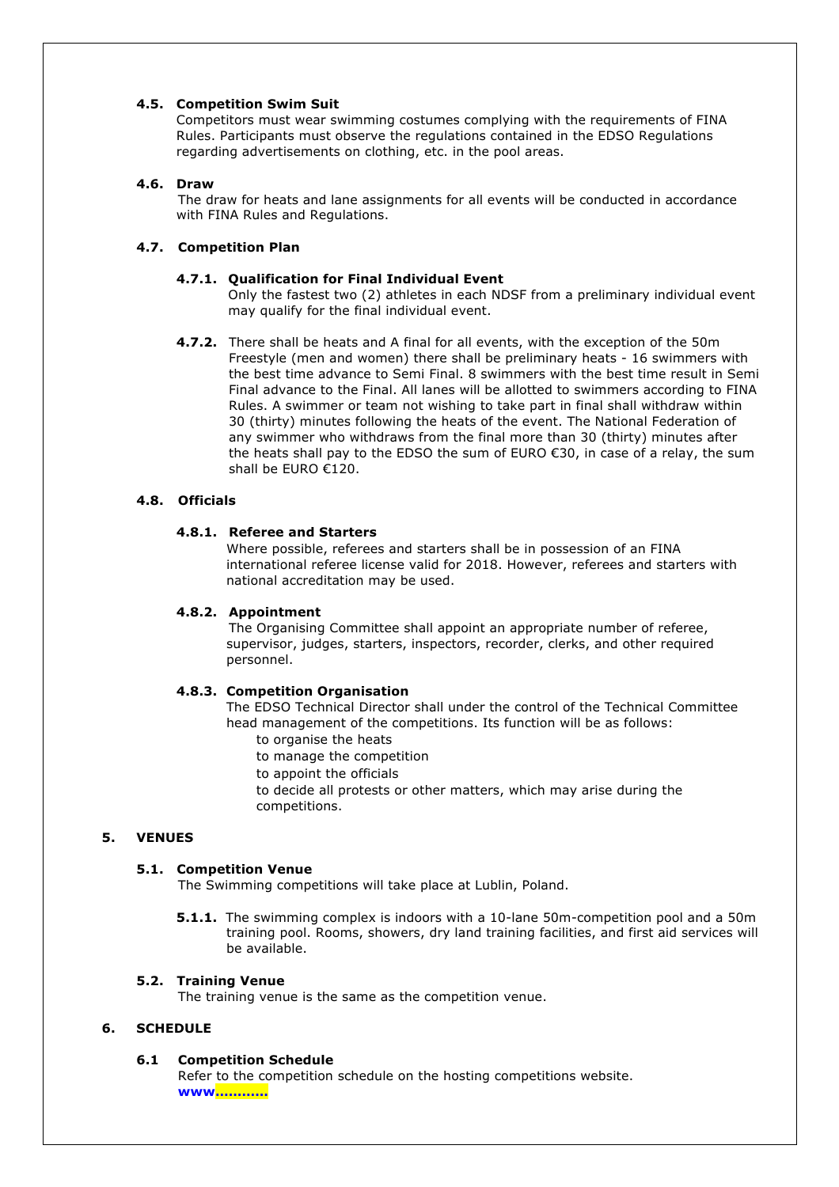### 4.5. Competition Swim Suit

Competitors must wear swimming costumes complying with the requirements of FINA Rules. Participants must observe the regulations contained in the EDSO Regulations regarding advertisements on clothing, etc. in the pool areas.

### 4.6. Draw

The draw for heats and lane assignments for all events will be conducted in accordance with FINA Rules and Regulations.

### 4.7. Competition Plan

#### 4.7.1. Qualification for Final Individual Event

Only the fastest two (2) athletes in each NDSF from a preliminary individual event may qualify for the final individual event.

**4.7.2.** There shall be heats and A final for all events, with the exception of the 50m Freestyle (men and women) there shall be preliminary heats - 16 swimmers with the best time advance to Semi Final. 8 swimmers with the best time result in Semi Final advance to the Final. All lanes will be allotted to swimmers according to FINA Rules. A swimmer or team not wishing to take part in final shall withdraw within 30 (thirty) minutes following the heats of the event. The National Federation of any swimmer who withdraws from the final more than 30 (thirty) minutes after the heats shall pay to the EDSO the sum of EURO €30, in case of a relay, the sum shall be EURO €120.

### 4.8. Officials

#### 4.8.1. Referee and Starters

Where possible, referees and starters shall be in possession of an FINA international referee license valid for 2018. However, referees and starters with national accreditation may be used.

#### 4.8.2. Appointment

The Organising Committee shall appoint an appropriate number of referee, supervisor, judges, starters, inspectors, recorder, clerks, and other required personnel.

#### 4.8.3. Competition Organisation

The EDSO Technical Director shall under the control of the Technical Committee head management of the competitions. Its function will be as follows:

- to organise the heats
- to manage the competition
- to appoint the officials
- to decide all protests or other matters, which may arise during the competitions.

## 5. VENUES

### 5.1. Competition Venue

The Swimming competitions will take place at Lublin, Poland.

**5.1.1.** The swimming complex is indoors with a 10-lane 50m-competition pool and a 50m training pool. Rooms, showers, dry land training facilities, and first aid services will be available.

### 5.2. Training Venue

The training venue is the same as the competition venue.

## 6. SCHEDULE

### 6.1 Competition Schedule

Refer to the competition schedule on the hosting competitions website.
**www…………**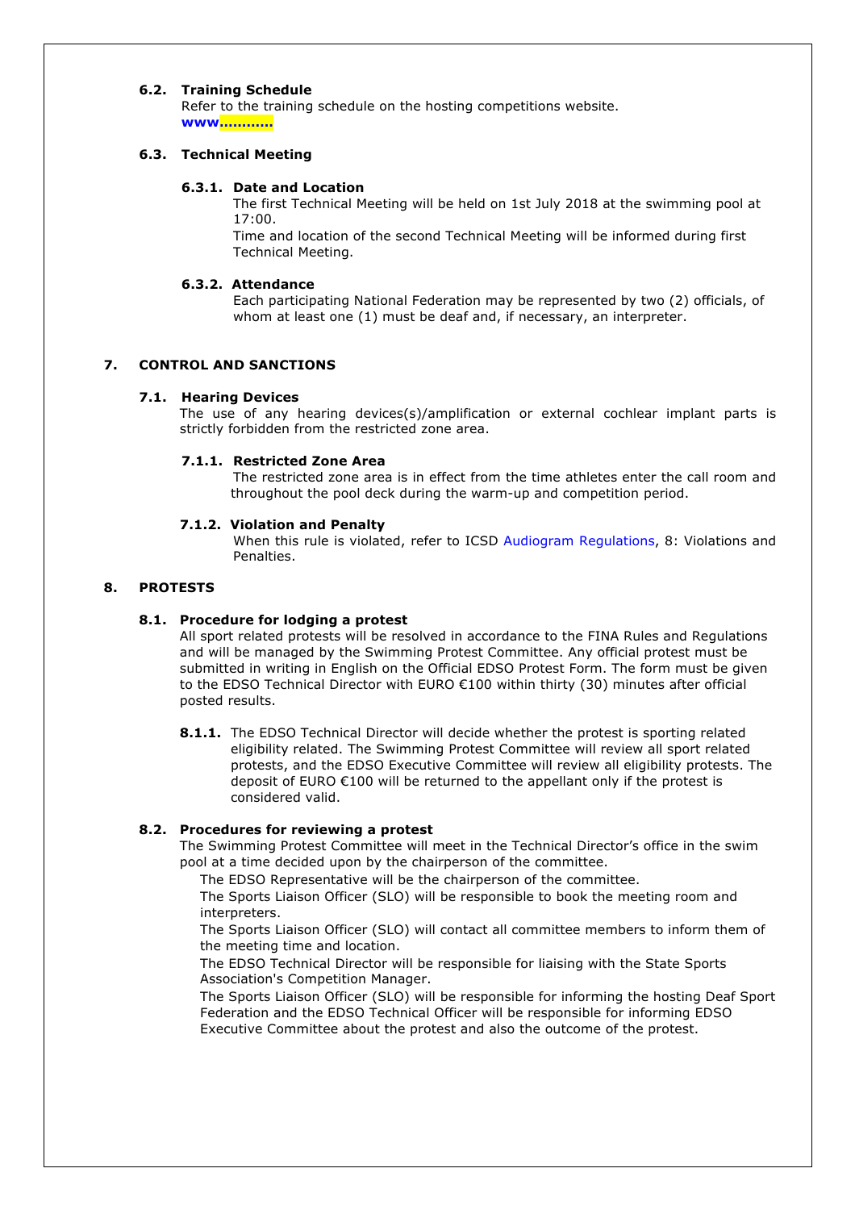### 6.2. Training Schedule

Refer to the training schedule on the hosting competitions website.
www…………

### 6.3. Technical Meeting

#### 6.3.1. Date and Location

The first Technical Meeting will be held on 1st July 2018 at the swimming pool at 17:00.
Time and location of the second Technical Meeting will be informed during first Technical Meeting.

#### 6.3.2. Attendance

Each participating National Federation may be represented by two (2) officials, of whom at least one (1) must be deaf and, if necessary, an interpreter.

## 7. CONTROL AND SANCTIONS

### 7.1. Hearing Devices

The use of any hearing devices(s)/amplification or external cochlear implant parts is strictly forbidden from the restricted zone area.

#### 7.1.1. Restricted Zone Area

The restricted zone area is in effect from the time athletes enter the call room and throughout the pool deck during the warm-up and competition period.

#### 7.1.2. Violation and Penalty

When this rule is violated, refer to ICSD Audiogram Regulations, 8: Violations and Penalties.

## 8. PROTESTS

### 8.1. Procedure for lodging a protest

All sport related protests will be resolved in accordance to the FINA Rules and Regulations and will be managed by the Swimming Protest Committee. Any official protest must be submitted in writing in English on the Official EDSO Protest Form. The form must be given to the EDSO Technical Director with EURO €100 within thirty (30) minutes after official posted results.

**8.1.1.** The EDSO Technical Director will decide whether the protest is sporting related eligibility related. The Swimming Protest Committee will review all sport related protests, and the EDSO Executive Committee will review all eligibility protests. The deposit of EURO €100 will be returned to the appellant only if the protest is considered valid.

### 8.2. Procedures for reviewing a protest

The Swimming Protest Committee will meet in the Technical Director's office in the swim pool at a time decided upon by the chairperson of the committee.

The EDSO Representative will be the chairperson of the committee.

The Sports Liaison Officer (SLO) will be responsible to book the meeting room and interpreters.

The Sports Liaison Officer (SLO) will contact all committee members to inform them of the meeting time and location.

The EDSO Technical Director will be responsible for liaising with the State Sports Association's Competition Manager.

The Sports Liaison Officer (SLO) will be responsible for informing the hosting Deaf Sport Federation and the EDSO Technical Officer will be responsible for informing EDSO Executive Committee about the protest and also the outcome of the protest.